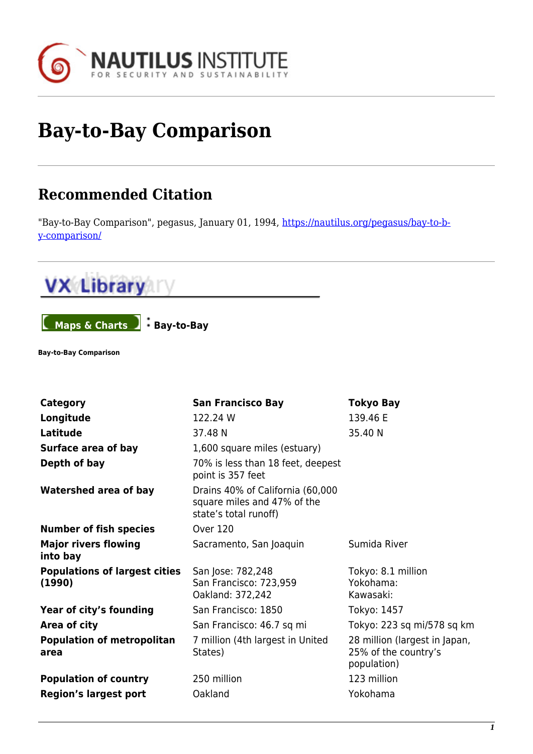# Bay-to-Bay Comparison

## Recommended Citation

"Bay-to-Bay Comparison", pegasus, January 01, 1994, https://nautilus.org/pegasus/bay-to-bay-comparison/

Maps & Charts : **Bay-to-Bay**

**Bay-to-Bay Comparison**

| Category | San Francisco Bay | Tokyo Bay |
|---|---|---|
| **Longitude** | 122.24 W | 139.46 E |
| **Latitude** | 37.48 N | 35.40 N |
| **Surface area of bay** | 1,600 square miles (estuary) | |
| **Depth of bay** | 70% is less than 18 feet, deepest point is 357 feet | |
| **Watershed area of bay** | Drains 40% of California (60,000 square miles and 47% of the state's total runoff) | |
| **Number of fish species** | Over 120 | |
| **Major rivers flowing into bay** | Sacramento, San Joaquin | Sumida River |
| **Populations of largest cities (1990)** | San Jose: 782,248<br>San Francisco: 723,959<br>Oakland: 372,242 | Tokyo: 8.1 million<br>Yokohama:<br>Kawasaki: |
| **Year of city's founding** | San Francisco: 1850 | Tokyo: 1457 |
| **Area of city** | San Francisco: 46.7 sq mi | Tokyo: 223 sq mi/578 sq km |
| **Population of metropolitan area** | 7 million (4th largest in United States) | 28 million (largest in Japan, 25% of the country's population) |
| **Population of country** | 250 million | 123 million |
| **Region's largest port** | Oakland | Yokohama |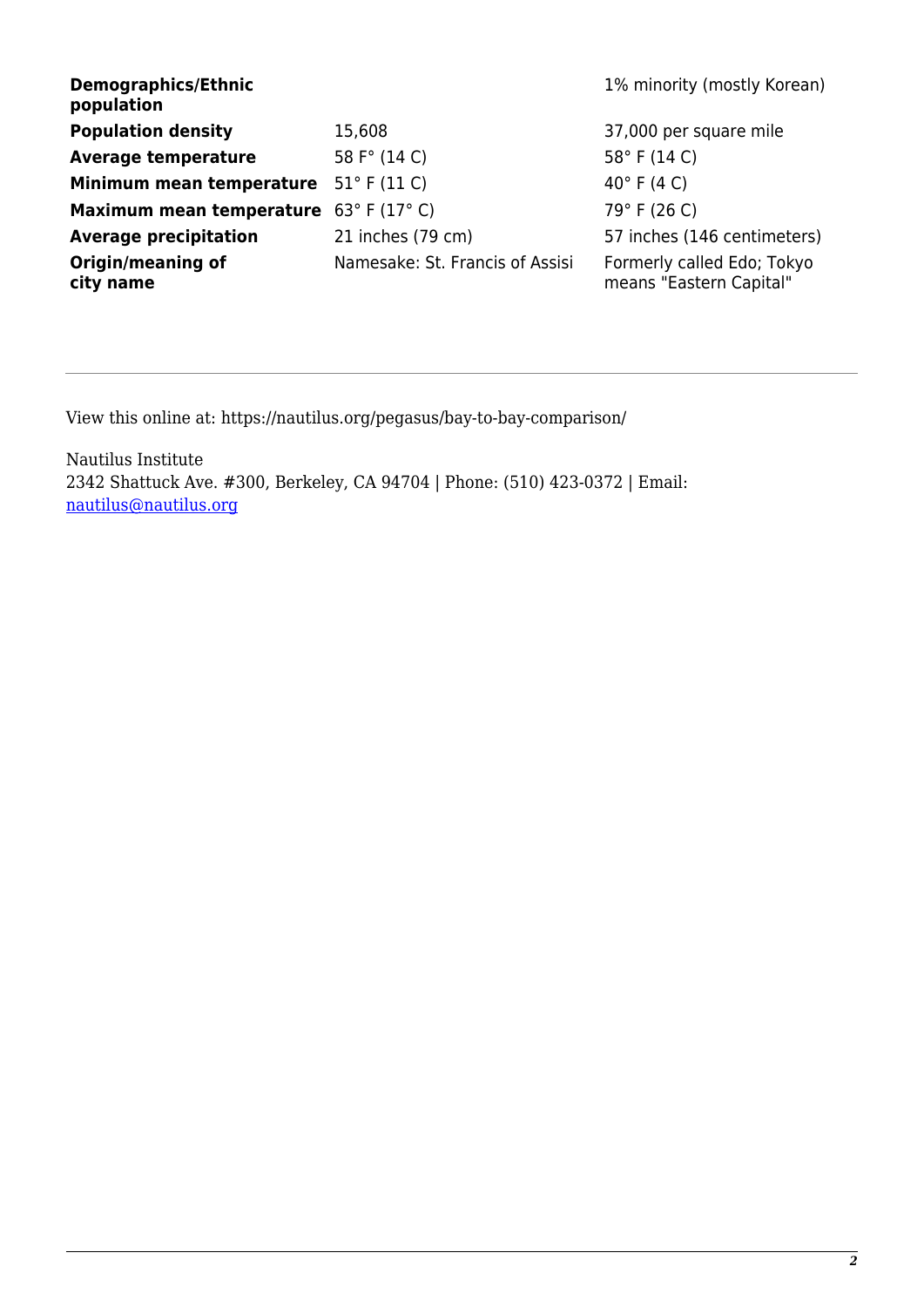| | | |
|---|---|---|
| **Demographics/Ethnic population** | | 1% minority (mostly Korean) |
| **Population density** | 15,608 | 37,000 per square mile |
| **Average temperature** | 58 F° (14 C) | 58° F (14 C) |
| **Minimum mean temperature** | 51° F (11 C) | 40° F (4 C) |
| **Maximum mean temperature** | 63° F (17° C) | 79° F (26 C) |
| **Average precipitation** | 21 inches (79 cm) | 57 inches (146 centimeters) |
| **Origin/meaning of city name** | Namesake: St. Francis of Assisi | Formerly called Edo; Tokyo means "Eastern Capital" |

---

View this online at: https://nautilus.org/pegasus/bay-to-bay-comparison/

Nautilus Institute
2342 Shattuck Ave. #300, Berkeley, CA 94704 | Phone: (510) 423-0372 | Email: nautilus@nautilus.org